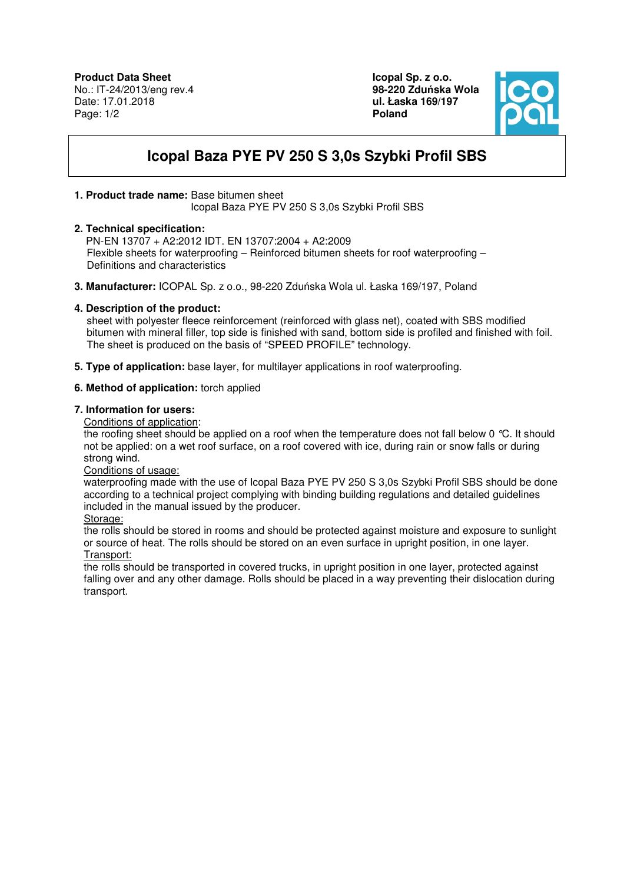**Product Data Sheet**
No.: IT-24/2013/eng rev.4
Date: 17.01.2018
Page: 1/2

**Icopal Sp. z o.o.**
**98-220 Zduńska Wola**
**ul. Łaska 169/197**
**Poland**

# Icopal Baza PYE PV 250 S 3,0s Szybki Profil SBS

**1. Product trade name:** Base bitumen sheet
Icopal Baza PYE PV 250 S 3,0s Szybki Profil SBS

**2. Technical specification:**
PN-EN 13707 + A2:2012 IDT. EN 13707:2004 + A2:2009
Flexible sheets for waterproofing – Reinforced bitumen sheets for roof waterproofing – Definitions and characteristics

**3. Manufacturer:** ICOPAL Sp. z o.o., 98-220 Zduńska Wola ul. Łaska 169/197, Poland

**4. Description of the product:**
sheet with polyester fleece reinforcement (reinforced with glass net), coated with SBS modified bitumen with mineral filler, top side is finished with sand, bottom side is profiled and finished with foil. The sheet is produced on the basis of "SPEED PROFILE" technology.

**5. Type of application:** base layer, for multilayer applications in roof waterproofing.

**6. Method of application:** torch applied

**7. Information for users:**

Conditions of application:
the roofing sheet should be applied on a roof when the temperature does not fall below 0 °C. It should not be applied: on a wet roof surface, on a roof covered with ice, during rain or snow falls or during strong wind.

Conditions of usage:
waterproofing made with the use of Icopal Baza PYE PV 250 S 3,0s Szybki Profil SBS should be done according to a technical project complying with binding building regulations and detailed guidelines included in the manual issued by the producer.

Storage:
the rolls should be stored in rooms and should be protected against moisture and exposure to sunlight or source of heat. The rolls should be stored on an even surface in upright position, in one layer.

Transport:
the rolls should be transported in covered trucks, in upright position in one layer, protected against falling over and any other damage. Rolls should be placed in a way preventing their dislocation during transport.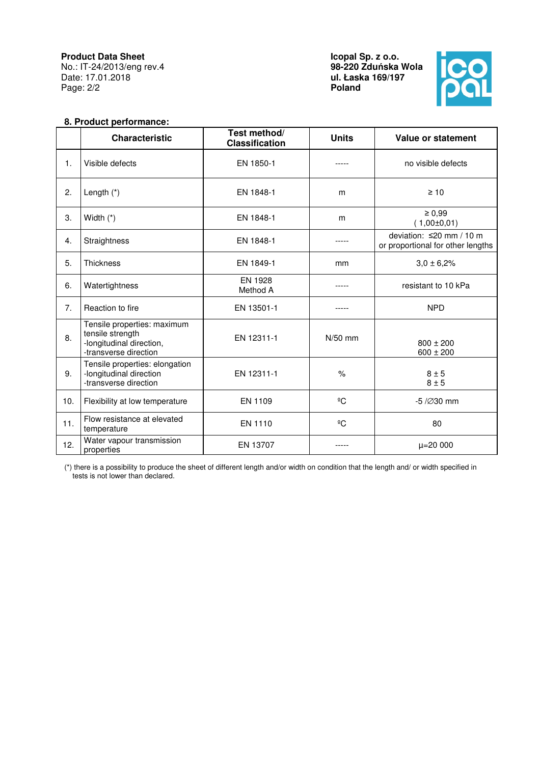**Product Data Sheet**
No.: IT-24/2013/eng rev.4
Date: 17.01.2018
Page: 2/2

**Icopal Sp. z o.o.**
**98-220 Zduńska Wola**
**ul. Łaska 169/197**
**Poland**

## 8. Product performance:

| | Characteristic | Test method/ Classification | Units | Value or statement |
|---|---|---|---|---|
| 1. | Visible defects | EN 1850-1 | ----- | no visible defects |
| 2. | Length (*) | EN 1848-1 | m | ≥ 10 |
| 3. | Width (*) | EN 1848-1 | m | ≥ 0,99 ( 1,00±0,01) |
| 4. | Straightness | EN 1848-1 | ----- | deviation: ≤20 mm / 10 m or proportional for other lengths |
| 5. | Thickness | EN 1849-1 | mm | 3,0 ± 6,2% |
| 6. | Watertightness | EN 1928 Method A | ----- | resistant to 10 kPa |
| 7. | Reaction to fire | EN 13501-1 | ----- | NPD |
| 8. | Tensile properties: maximum tensile strength -longitudinal direction, -transverse direction | EN 12311-1 | N/50 mm | 800 ± 200<br>600 ± 200 |
| 9. | Tensile properties: elongation -longitudinal direction -transverse direction | EN 12311-1 | % | 8 ± 5<br>8 ± 5 |
| 10. | Flexibility at low temperature | EN 1109 | ºC | -5 /∅30 mm |
| 11. | Flow resistance at elevated temperature | EN 1110 | ºC | 80 |
| 12. | Water vapour transmission properties | EN 13707 | ----- | μ=20 000 |

(*) there is a possibility to produce the sheet of different length and/or width on condition that the length and/ or width specified in tests is not lower than declared.